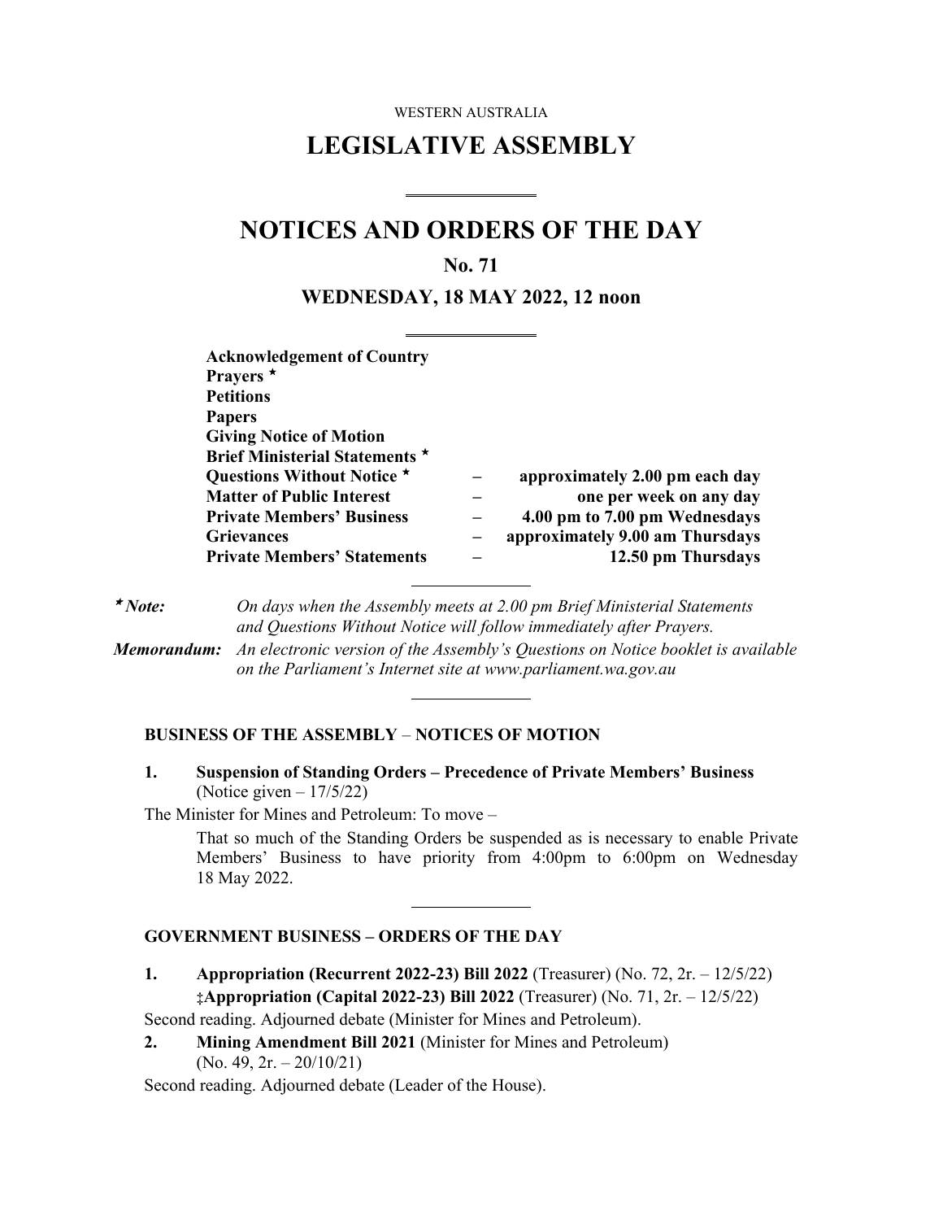WESTERN AUSTRALIA

# LEGISLATIVE ASSEMBLY

# NOTICES AND ORDERS OF THE DAY

## No. 71

## WEDNESDAY, 18 MAY 2022, 12 noon

| | | |
|---|---|---|
| **Acknowledgement of Country** | | |
| **Prayers** ⋆ | | |
| **Petitions** | | |
| **Papers** | | |
| **Giving Notice of Motion** | | |
| **Brief Ministerial Statements** ⋆ | | |
| **Questions Without Notice** ⋆ | – | **approximately 2.00 pm each day** |
| **Matter of Public Interest** | – | **one per week on any day** |
| **Private Members' Business** | – | **4.00 pm to 7.00 pm Wednesdays** |
| **Grievances** | – | **approximately 9.00 am Thursdays** |
| **Private Members' Statements** | – | **12.50 pm Thursdays** |

**⋆ *Note:*** *On days when the Assembly meets at 2.00 pm Brief Ministerial Statements and Questions Without Notice will follow immediately after Prayers.*

***Memorandum:*** *An electronic version of the Assembly's Questions on Notice booklet is available on the Parliament's Internet site at www.parliament.wa.gov.au*

### BUSINESS OF THE ASSEMBLY – NOTICES OF MOTION

**1. Suspension of Standing Orders – Precedence of Private Members' Business** (Notice given – 17/5/22)

The Minister for Mines and Petroleum: To move –

That so much of the Standing Orders be suspended as is necessary to enable Private Members' Business to have priority from 4:00pm to 6:00pm on Wednesday 18 May 2022.

### GOVERNMENT BUSINESS – ORDERS OF THE DAY

**1. Appropriation (Recurrent 2022-23) Bill 2022** (Treasurer) (No. 72, 2r. – 12/5/22)
‡**Appropriation (Capital 2022-23) Bill 2022** (Treasurer) (No. 71, 2r. – 12/5/22)

Second reading. Adjourned debate (Minister for Mines and Petroleum).

**2. Mining Amendment Bill 2021** (Minister for Mines and Petroleum) (No. 49, 2r. – 20/10/21)

Second reading. Adjourned debate (Leader of the House).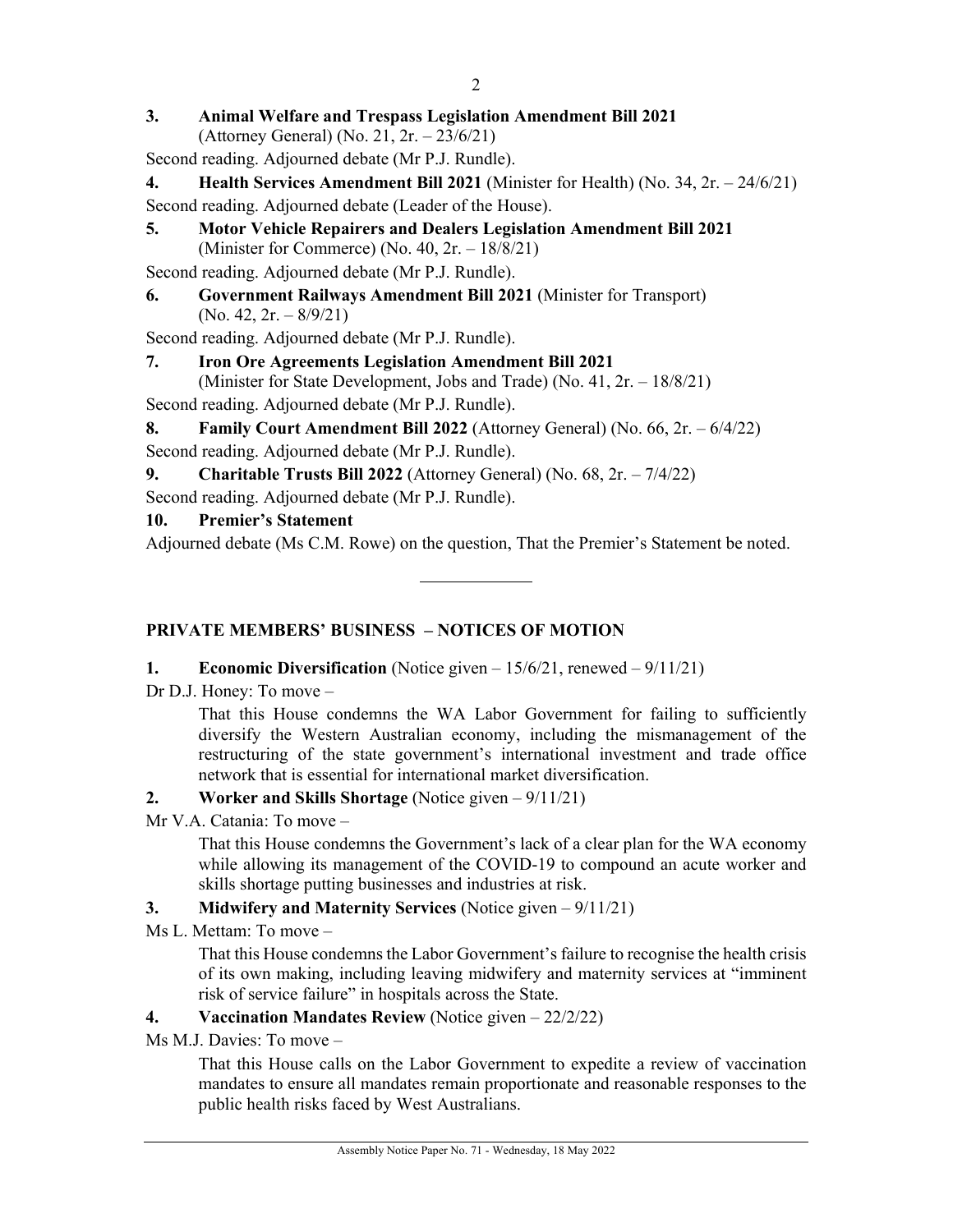**3. Animal Welfare and Trespass Legislation Amendment Bill 2021** (Attorney General) (No. 21, 2r. – 23/6/21)

Second reading. Adjourned debate (Mr P.J. Rundle).

**4. Health Services Amendment Bill 2021** (Minister for Health) (No. 34, 2r. – 24/6/21)

Second reading. Adjourned debate (Leader of the House).

**5. Motor Vehicle Repairers and Dealers Legislation Amendment Bill 2021** (Minister for Commerce) (No. 40, 2r. – 18/8/21)

Second reading. Adjourned debate (Mr P.J. Rundle).

**6. Government Railways Amendment Bill 2021** (Minister for Transport) (No. 42, 2r. – 8/9/21)

Second reading. Adjourned debate (Mr P.J. Rundle).

**7. Iron Ore Agreements Legislation Amendment Bill 2021** (Minister for State Development, Jobs and Trade) (No. 41, 2r. – 18/8/21)

Second reading. Adjourned debate (Mr P.J. Rundle).

**8. Family Court Amendment Bill 2022** (Attorney General) (No. 66, 2r. – 6/4/22)

Second reading. Adjourned debate (Mr P.J. Rundle).

**9. Charitable Trusts Bill 2022** (Attorney General) (No. 68, 2r. – 7/4/22)

Second reading. Adjourned debate (Mr P.J. Rundle).

**10. Premier's Statement**

Adjourned debate (Ms C.M. Rowe) on the question, That the Premier's Statement be noted.

---

## PRIVATE MEMBERS' BUSINESS – NOTICES OF MOTION

**1. Economic Diversification** (Notice given – 15/6/21, renewed – 9/11/21)

Dr D.J. Honey: To move –

> That this House condemns the WA Labor Government for failing to sufficiently diversify the Western Australian economy, including the mismanagement of the restructuring of the state government's international investment and trade office network that is essential for international market diversification.

**2. Worker and Skills Shortage** (Notice given – 9/11/21)

Mr V.A. Catania: To move –

> That this House condemns the Government's lack of a clear plan for the WA economy while allowing its management of the COVID-19 to compound an acute worker and skills shortage putting businesses and industries at risk.

**3. Midwifery and Maternity Services** (Notice given – 9/11/21)

Ms L. Mettam: To move –

> That this House condemns the Labor Government's failure to recognise the health crisis of its own making, including leaving midwifery and maternity services at "imminent risk of service failure" in hospitals across the State.

**4. Vaccination Mandates Review** (Notice given – 22/2/22)

Ms M.J. Davies: To move –

> That this House calls on the Labor Government to expedite a review of vaccination mandates to ensure all mandates remain proportionate and reasonable responses to the public health risks faced by West Australians.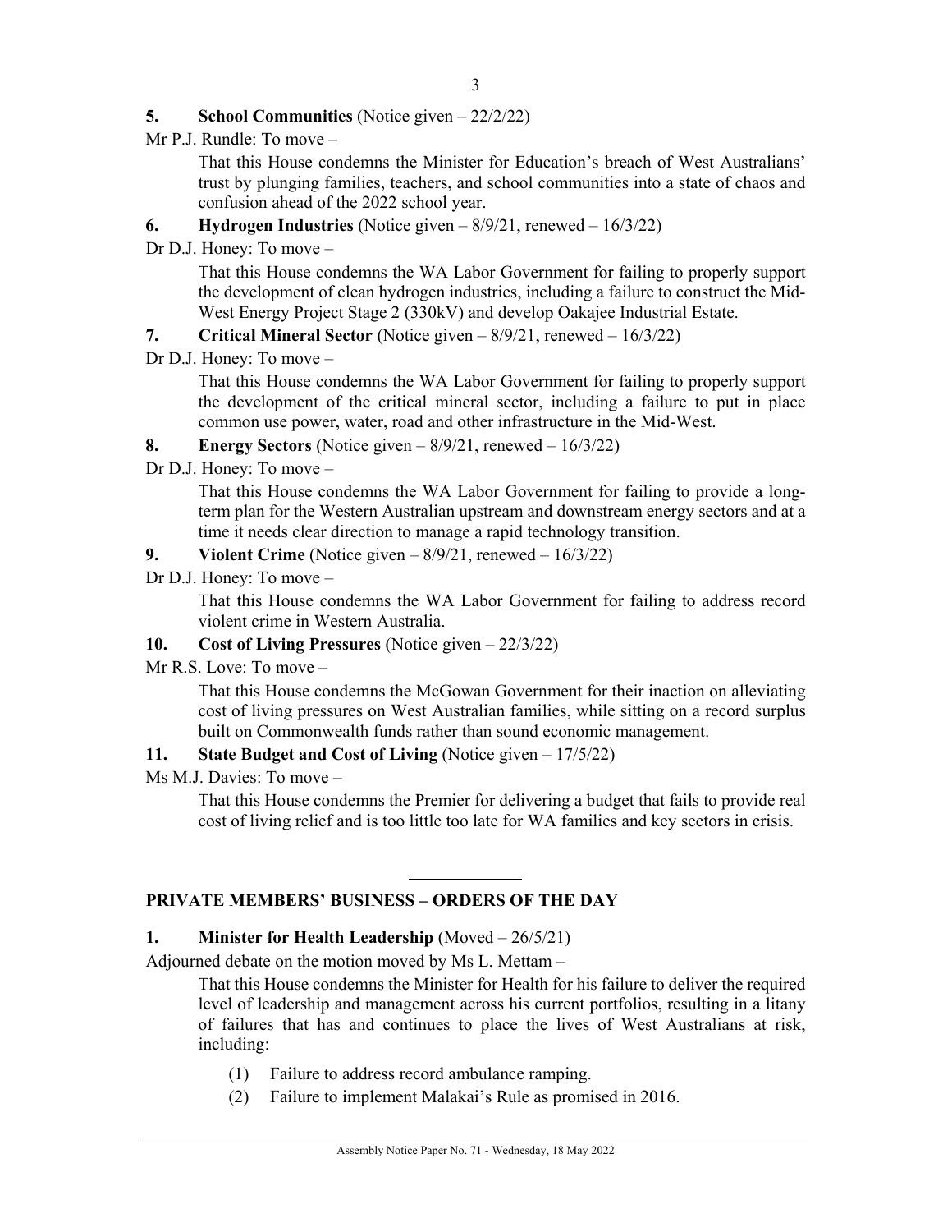**5. School Communities** (Notice given – 22/2/22)

Mr P.J. Rundle: To move –

> That this House condemns the Minister for Education's breach of West Australians' trust by plunging families, teachers, and school communities into a state of chaos and confusion ahead of the 2022 school year.

**6. Hydrogen Industries** (Notice given – 8/9/21, renewed – 16/3/22)

Dr D.J. Honey: To move –

> That this House condemns the WA Labor Government for failing to properly support the development of clean hydrogen industries, including a failure to construct the Mid-West Energy Project Stage 2 (330kV) and develop Oakajee Industrial Estate.

**7. Critical Mineral Sector** (Notice given – 8/9/21, renewed – 16/3/22)

Dr D.J. Honey: To move –

> That this House condemns the WA Labor Government for failing to properly support the development of the critical mineral sector, including a failure to put in place common use power, water, road and other infrastructure in the Mid-West.

**8. Energy Sectors** (Notice given – 8/9/21, renewed – 16/3/22)

Dr D.J. Honey: To move –

> That this House condemns the WA Labor Government for failing to provide a long-term plan for the Western Australian upstream and downstream energy sectors and at a time it needs clear direction to manage a rapid technology transition.

**9. Violent Crime** (Notice given – 8/9/21, renewed – 16/3/22)

Dr D.J. Honey: To move –

> That this House condemns the WA Labor Government for failing to address record violent crime in Western Australia.

**10. Cost of Living Pressures** (Notice given – 22/3/22)

Mr R.S. Love: To move –

> That this House condemns the McGowan Government for their inaction on alleviating cost of living pressures on West Australian families, while sitting on a record surplus built on Commonwealth funds rather than sound economic management.

**11. State Budget and Cost of Living** (Notice given – 17/5/22)

Ms M.J. Davies: To move –

> That this House condemns the Premier for delivering a budget that fails to provide real cost of living relief and is too little too late for WA families and key sectors in crisis.

---

## PRIVATE MEMBERS' BUSINESS – ORDERS OF THE DAY

**1. Minister for Health Leadership** (Moved – 26/5/21)

Adjourned debate on the motion moved by Ms L. Mettam –

> That this House condemns the Minister for Health for his failure to deliver the required level of leadership and management across his current portfolios, resulting in a litany of failures that has and continues to place the lives of West Australians at risk, including:
>
> (1) Failure to address record ambulance ramping.
>
> (2) Failure to implement Malakai's Rule as promised in 2016.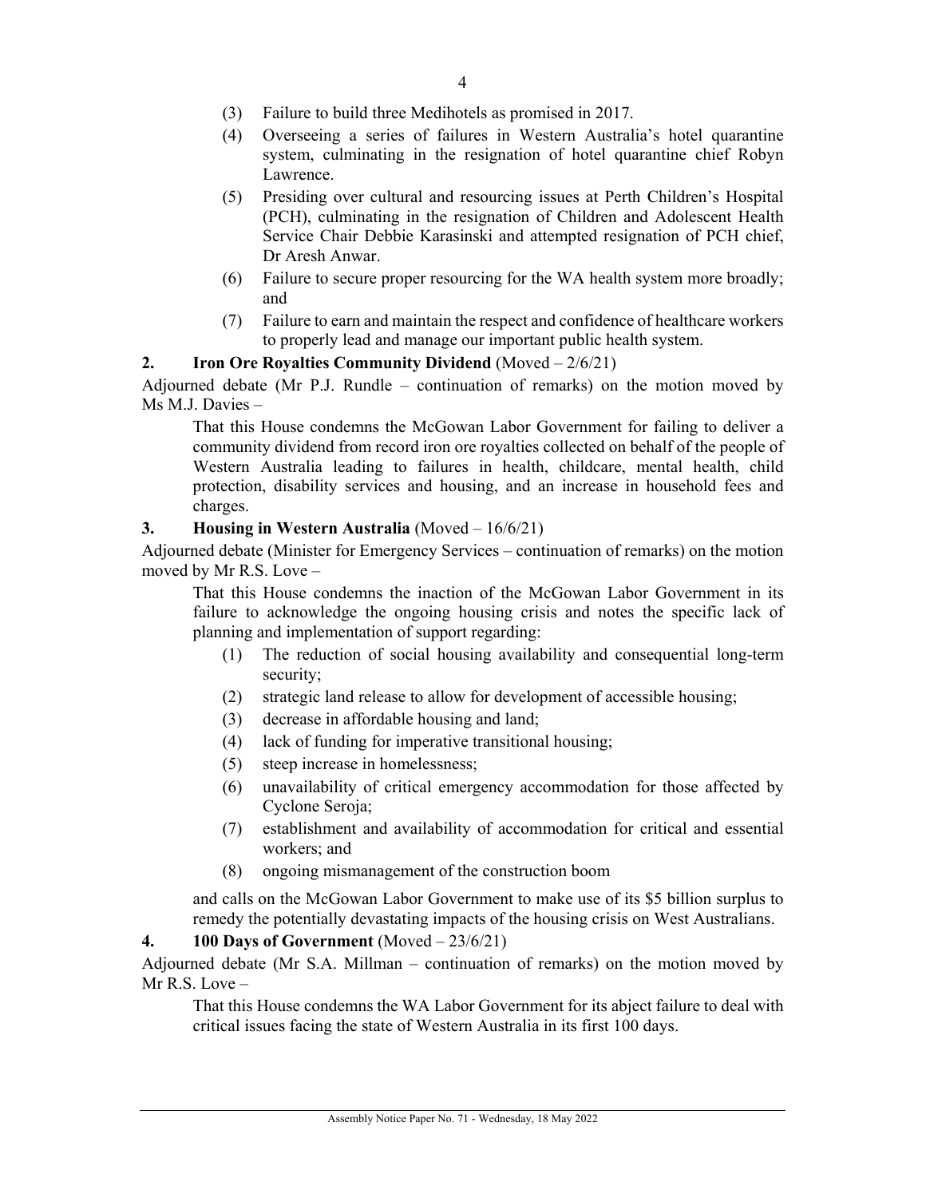(3) Failure to build three Medihotels as promised in 2017.

(4) Overseeing a series of failures in Western Australia's hotel quarantine system, culminating in the resignation of hotel quarantine chief Robyn Lawrence.

(5) Presiding over cultural and resourcing issues at Perth Children's Hospital (PCH), culminating in the resignation of Children and Adolescent Health Service Chair Debbie Karasinski and attempted resignation of PCH chief, Dr Aresh Anwar.

(6) Failure to secure proper resourcing for the WA health system more broadly; and

(7) Failure to earn and maintain the respect and confidence of healthcare workers to properly lead and manage our important public health system.

**2. Iron Ore Royalties Community Dividend** (Moved – 2/6/21)

Adjourned debate (Mr P.J. Rundle – continuation of remarks) on the motion moved by Ms M.J. Davies –

> That this House condemns the McGowan Labor Government for failing to deliver a community dividend from record iron ore royalties collected on behalf of the people of Western Australia leading to failures in health, childcare, mental health, child protection, disability services and housing, and an increase in household fees and charges.

**3. Housing in Western Australia** (Moved – 16/6/21)

Adjourned debate (Minister for Emergency Services – continuation of remarks) on the motion moved by Mr R.S. Love –

> That this House condemns the inaction of the McGowan Labor Government in its failure to acknowledge the ongoing housing crisis and notes the specific lack of planning and implementation of support regarding:
>
> (1) The reduction of social housing availability and consequential long-term security;
>
> (2) strategic land release to allow for development of accessible housing;
>
> (3) decrease in affordable housing and land;
>
> (4) lack of funding for imperative transitional housing;
>
> (5) steep increase in homelessness;
>
> (6) unavailability of critical emergency accommodation for those affected by Cyclone Seroja;
>
> (7) establishment and availability of accommodation for critical and essential workers; and
>
> (8) ongoing mismanagement of the construction boom
>
> and calls on the McGowan Labor Government to make use of its $5 billion surplus to remedy the potentially devastating impacts of the housing crisis on West Australians.

**4. 100 Days of Government** (Moved – 23/6/21)

Adjourned debate (Mr S.A. Millman – continuation of remarks) on the motion moved by Mr R.S. Love –

> That this House condemns the WA Labor Government for its abject failure to deal with critical issues facing the state of Western Australia in its first 100 days.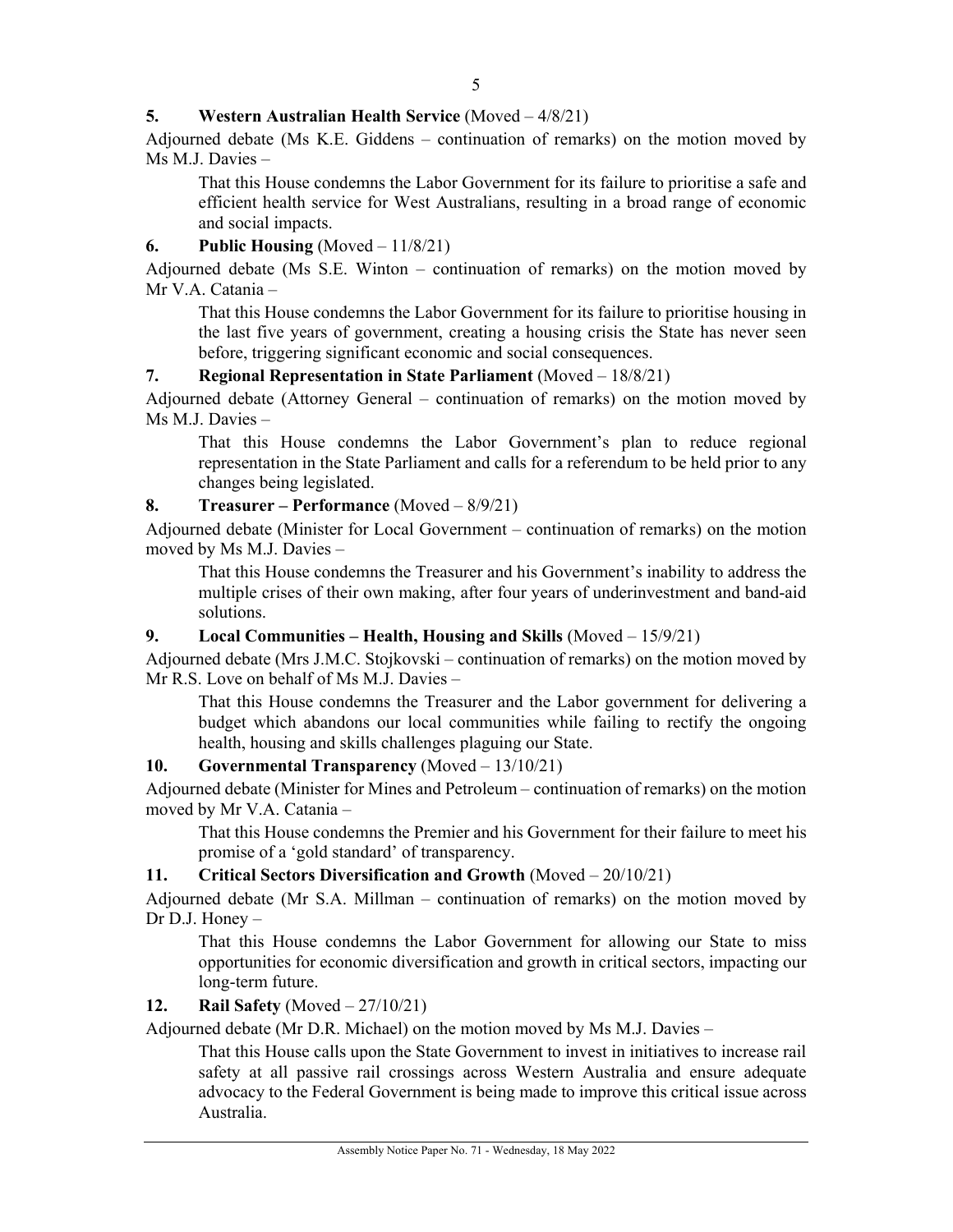**5. Western Australian Health Service** (Moved – 4/8/21)

Adjourned debate (Ms K.E. Giddens – continuation of remarks) on the motion moved by Ms M.J. Davies –

> That this House condemns the Labor Government for its failure to prioritise a safe and efficient health service for West Australians, resulting in a broad range of economic and social impacts.

**6. Public Housing** (Moved – 11/8/21)

Adjourned debate (Ms S.E. Winton – continuation of remarks) on the motion moved by Mr V.A. Catania –

> That this House condemns the Labor Government for its failure to prioritise housing in the last five years of government, creating a housing crisis the State has never seen before, triggering significant economic and social consequences.

**7. Regional Representation in State Parliament** (Moved – 18/8/21)

Adjourned debate (Attorney General – continuation of remarks) on the motion moved by Ms M.J. Davies –

> That this House condemns the Labor Government's plan to reduce regional representation in the State Parliament and calls for a referendum to be held prior to any changes being legislated.

**8. Treasurer – Performance** (Moved – 8/9/21)

Adjourned debate (Minister for Local Government – continuation of remarks) on the motion moved by Ms M.J. Davies –

> That this House condemns the Treasurer and his Government's inability to address the multiple crises of their own making, after four years of underinvestment and band-aid solutions.

**9. Local Communities – Health, Housing and Skills** (Moved – 15/9/21)

Adjourned debate (Mrs J.M.C. Stojkovski – continuation of remarks) on the motion moved by Mr R.S. Love on behalf of Ms M.J. Davies –

> That this House condemns the Treasurer and the Labor government for delivering a budget which abandons our local communities while failing to rectify the ongoing health, housing and skills challenges plaguing our State.

**10. Governmental Transparency** (Moved – 13/10/21)

Adjourned debate (Minister for Mines and Petroleum – continuation of remarks) on the motion moved by Mr V.A. Catania –

> That this House condemns the Premier and his Government for their failure to meet his promise of a 'gold standard' of transparency.

**11. Critical Sectors Diversification and Growth** (Moved – 20/10/21)

Adjourned debate (Mr S.A. Millman – continuation of remarks) on the motion moved by Dr D.J. Honey –

> That this House condemns the Labor Government for allowing our State to miss opportunities for economic diversification and growth in critical sectors, impacting our long-term future.

**12. Rail Safety** (Moved – 27/10/21)

Adjourned debate (Mr D.R. Michael) on the motion moved by Ms M.J. Davies –

> That this House calls upon the State Government to invest in initiatives to increase rail safety at all passive rail crossings across Western Australia and ensure adequate advocacy to the Federal Government is being made to improve this critical issue across Australia.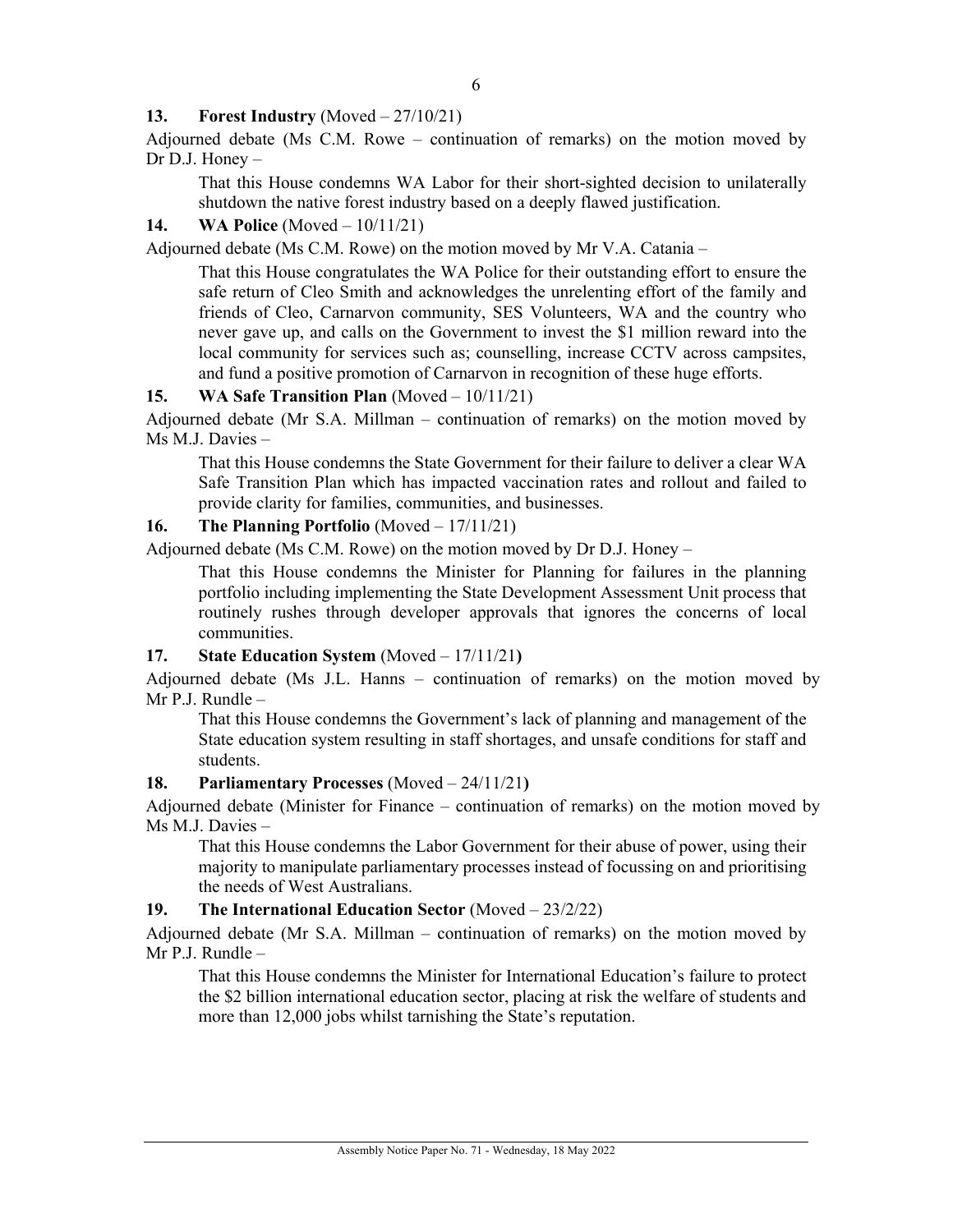**13. Forest Industry** (Moved – 27/10/21)

Adjourned debate (Ms C.M. Rowe – continuation of remarks) on the motion moved by Dr D.J. Honey –

> That this House condemns WA Labor for their short-sighted decision to unilaterally shutdown the native forest industry based on a deeply flawed justification.

**14. WA Police** (Moved – 10/11/21)

Adjourned debate (Ms C.M. Rowe) on the motion moved by Mr V.A. Catania –

> That this House congratulates the WA Police for their outstanding effort to ensure the safe return of Cleo Smith and acknowledges the unrelenting effort of the family and friends of Cleo, Carnarvon community, SES Volunteers, WA and the country who never gave up, and calls on the Government to invest the $1 million reward into the local community for services such as; counselling, increase CCTV across campsites, and fund a positive promotion of Carnarvon in recognition of these huge efforts.

**15. WA Safe Transition Plan** (Moved – 10/11/21)

Adjourned debate (Mr S.A. Millman – continuation of remarks) on the motion moved by Ms M.J. Davies –

> That this House condemns the State Government for their failure to deliver a clear WA Safe Transition Plan which has impacted vaccination rates and rollout and failed to provide clarity for families, communities, and businesses.

**16. The Planning Portfolio** (Moved – 17/11/21)

Adjourned debate (Ms C.M. Rowe) on the motion moved by Dr D.J. Honey –

> That this House condemns the Minister for Planning for failures in the planning portfolio including implementing the State Development Assessment Unit process that routinely rushes through developer approvals that ignores the concerns of local communities.

**17. State Education System** (Moved – 17/11/21)

Adjourned debate (Ms J.L. Hanns – continuation of remarks) on the motion moved by Mr P.J. Rundle –

> That this House condemns the Government's lack of planning and management of the State education system resulting in staff shortages, and unsafe conditions for staff and students.

**18. Parliamentary Processes** (Moved – 24/11/21)

Adjourned debate (Minister for Finance – continuation of remarks) on the motion moved by Ms M.J. Davies –

> That this House condemns the Labor Government for their abuse of power, using their majority to manipulate parliamentary processes instead of focussing on and prioritising the needs of West Australians.

**19. The International Education Sector** (Moved – 23/2/22)

Adjourned debate (Mr S.A. Millman – continuation of remarks) on the motion moved by Mr P.J. Rundle –

> That this House condemns the Minister for International Education's failure to protect the $2 billion international education sector, placing at risk the welfare of students and more than 12,000 jobs whilst tarnishing the State's reputation.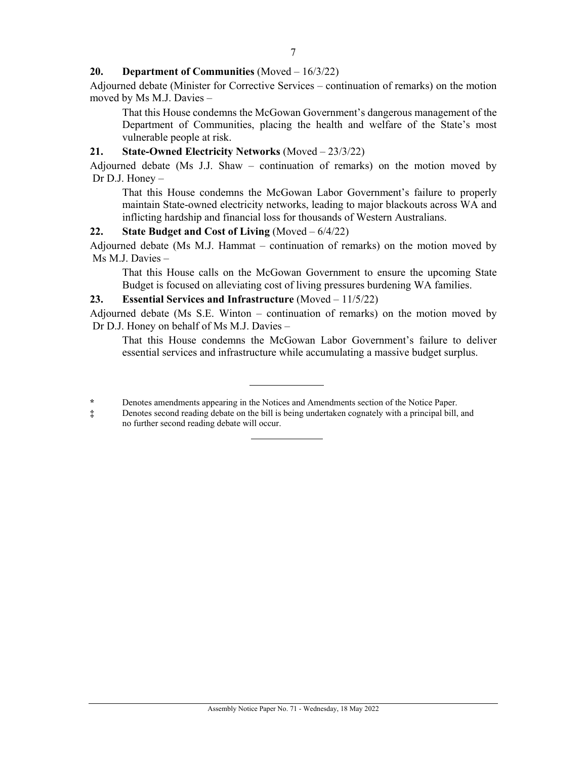**20. Department of Communities** (Moved – 16/3/22)

Adjourned debate (Minister for Corrective Services – continuation of remarks) on the motion moved by Ms M.J. Davies –

> That this House condemns the McGowan Government's dangerous management of the Department of Communities, placing the health and welfare of the State's most vulnerable people at risk.

**21. State-Owned Electricity Networks** (Moved – 23/3/22)

Adjourned debate (Ms J.J. Shaw – continuation of remarks) on the motion moved by Dr D.J. Honey –

> That this House condemns the McGowan Labor Government's failure to properly maintain State-owned electricity networks, leading to major blackouts across WA and inflicting hardship and financial loss for thousands of Western Australians.

**22. State Budget and Cost of Living** (Moved – 6/4/22)

Adjourned debate (Ms M.J. Hammat – continuation of remarks) on the motion moved by Ms M.J. Davies –

> That this House calls on the McGowan Government to ensure the upcoming State Budget is focused on alleviating cost of living pressures burdening WA families.

**23. Essential Services and Infrastructure** (Moved – 11/5/22)

Adjourned debate (Ms S.E. Winton – continuation of remarks) on the motion moved by Dr D.J. Honey on behalf of Ms M.J. Davies –

> That this House condemns the McGowan Labor Government's failure to deliver essential services and infrastructure while accumulating a massive budget surplus.

---

* Denotes amendments appearing in the Notices and Amendments section of the Notice Paper.

‡ Denotes second reading debate on the bill is being undertaken cognately with a principal bill, and no further second reading debate will occur.

---

Assembly Notice Paper No. 71 - Wednesday, 18 May 2022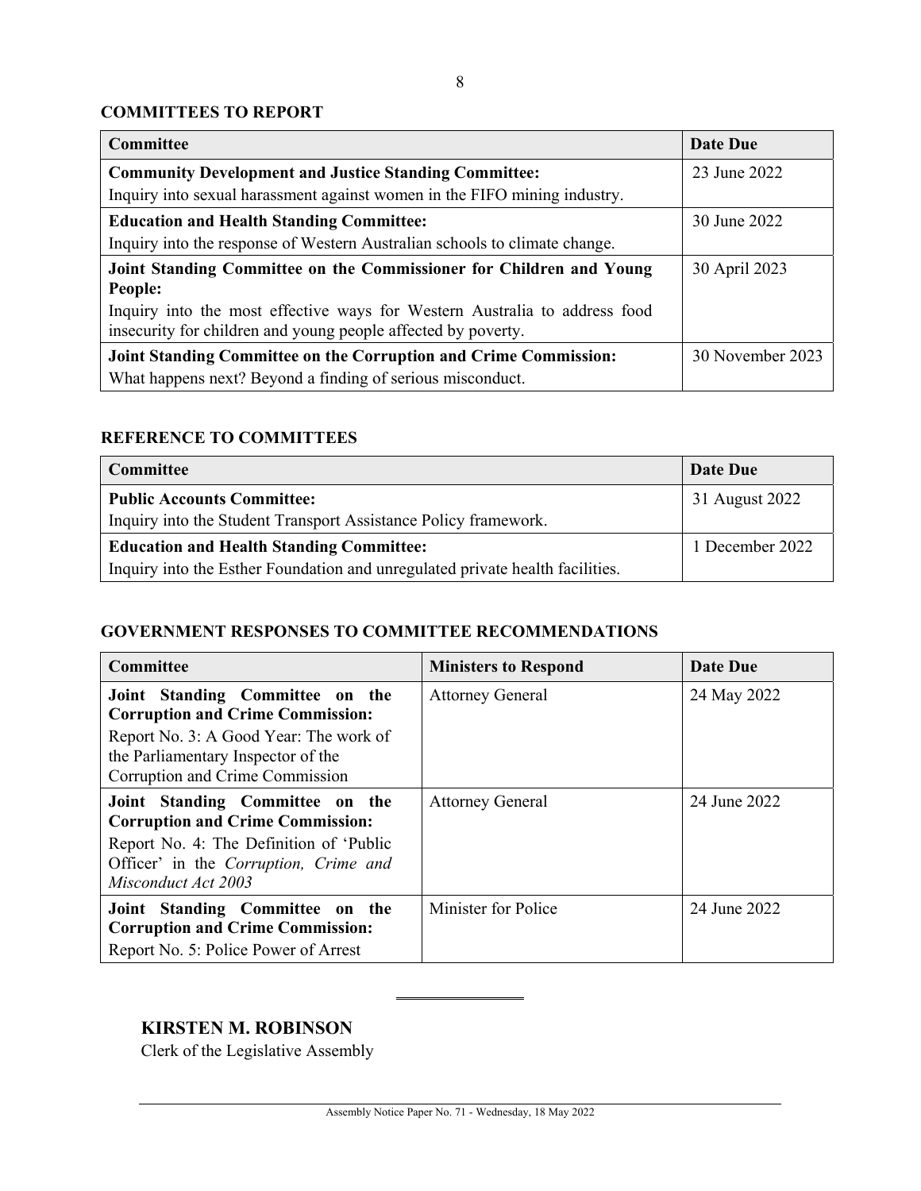## COMMITTEES TO REPORT

| Committee | Date Due |
|---|---|
| **Community Development and Justice Standing Committee:** Inquiry into sexual harassment against women in the FIFO mining industry. | 23 June 2022 |
| **Education and Health Standing Committee:** Inquiry into the response of Western Australian schools to climate change. | 30 June 2022 |
| **Joint Standing Committee on the Commissioner for Children and Young People:** Inquiry into the most effective ways for Western Australia to address food insecurity for children and young people affected by poverty. | 30 April 2023 |
| **Joint Standing Committee on the Corruption and Crime Commission:** What happens next? Beyond a finding of serious misconduct. | 30 November 2023 |

## REFERENCE TO COMMITTEES

| Committee | Date Due |
|---|---|
| **Public Accounts Committee:** Inquiry into the Student Transport Assistance Policy framework. | 31 August 2022 |
| **Education and Health Standing Committee:** Inquiry into the Esther Foundation and unregulated private health facilities. | 1 December 2022 |

## GOVERNMENT RESPONSES TO COMMITTEE RECOMMENDATIONS

| Committee | Ministers to Respond | Date Due |
|---|---|---|
| **Joint Standing Committee on the Corruption and Crime Commission:** Report No. 3: A Good Year: The work of the Parliamentary Inspector of the Corruption and Crime Commission | Attorney General | 24 May 2022 |
| **Joint Standing Committee on the Corruption and Crime Commission:** Report No. 4: The Definition of 'Public Officer' in the *Corruption, Crime and Misconduct Act 2003* | Attorney General | 24 June 2022 |
| **Joint Standing Committee on the Corruption and Crime Commission:** Report No. 5: Police Power of Arrest | Minister for Police | 24 June 2022 |

---

**KIRSTEN M. ROBINSON**
Clerk of the Legislative Assembly